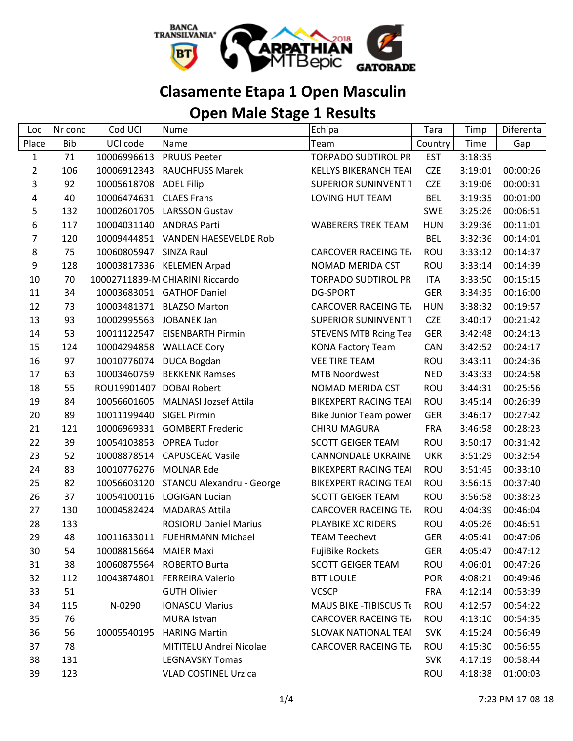# Clasamente Etapa 1 Open Masculin
# Open Male Stage 1 Results

| Loc | Nr conc | Cod UCI | Nume | Echipa | Tara | Timp | Diferenta |
|---|---|---|---|---|---|---|---|
| Place | Bib | UCI code | Name | Team | Country | Time | Gap |
| 1 | 71 | 10006996613 | PRUUS Peeter | TORPADO SUDTIROL PR | EST | 3:18:35 | |
| 2 | 106 | 10006912343 | RAUCHFUSS Marek | KELLYS BIKERANCH TEAI | CZE | 3:19:01 | 00:00:26 |
| 3 | 92 | 10005618708 | ADEL Filip | SUPERIOR SUNINVENT T | CZE | 3:19:06 | 00:00:31 |
| 4 | 40 | 10006474631 | CLAES Frans | LOVING HUT TEAM | BEL | 3:19:35 | 00:01:00 |
| 5 | 132 | 10002601705 | LARSSON Gustav | | SWE | 3:25:26 | 00:06:51 |
| 6 | 117 | 10004031140 | ANDRAS Parti | WABERERS TREK TEAM | HUN | 3:29:36 | 00:11:01 |
| 7 | 120 | 10009444851 | VANDEN HAESEVELDE Rob | | BEL | 3:32:36 | 00:14:01 |
| 8 | 75 | 10060805947 | SINZA Raul | CARCOVER RACEING TE/ | ROU | 3:33:12 | 00:14:37 |
| 9 | 128 | 10003817336 | KELEMEN Arpad | NOMAD MERIDA CST | ROU | 3:33:14 | 00:14:39 |
| 10 | 70 | 10002711839-M | CHIARINI Riccardo | TORPADO SUDTIROL PR | ITA | 3:33:50 | 00:15:15 |
| 11 | 34 | 10003683051 | GATHOF Daniel | DG-SPORT | GER | 3:34:35 | 00:16:00 |
| 12 | 73 | 10003481371 | BLAZSO Marton | CARCOVER RACEING TE/ | HUN | 3:38:32 | 00:19:57 |
| 13 | 93 | 10002995563 | JOBANEK Jan | SUPERIOR SUNINVENT T | CZE | 3:40:17 | 00:21:42 |
| 14 | 53 | 10011122547 | EISENBARTH Pirmin | STEVENS MTB Rcing Tea | GER | 3:42:48 | 00:24:13 |
| 15 | 124 | 10004294858 | WALLACE Cory | KONA Factory Team | CAN | 3:42:52 | 00:24:17 |
| 16 | 97 | 10010776074 | DUCA Bogdan | VEE TIRE TEAM | ROU | 3:43:11 | 00:24:36 |
| 17 | 63 | 10003460759 | BEKKENK Ramses | MTB Noordwest | NED | 3:43:33 | 00:24:58 |
| 18 | 55 | ROU19901407 | DOBAI Robert | NOMAD MERIDA CST | ROU | 3:44:31 | 00:25:56 |
| 19 | 84 | 10056601605 | MALNASI Jozsef Attila | BIKEXPERT RACING TEAI | ROU | 3:45:14 | 00:26:39 |
| 20 | 89 | 10011199440 | SIGEL Pirmin | Bike Junior Team power | GER | 3:46:17 | 00:27:42 |
| 21 | 121 | 10006969331 | GOMBERT Frederic | CHIRU MAGURA | FRA | 3:46:58 | 00:28:23 |
| 22 | 39 | 10054103853 | OPREA Tudor | SCOTT GEIGER TEAM | ROU | 3:50:17 | 00:31:42 |
| 23 | 52 | 10008878514 | CAPUSCEAC Vasile | CANNONDALE UKRAINE | UKR | 3:51:29 | 00:32:54 |
| 24 | 83 | 10010776276 | MOLNAR Ede | BIKEXPERT RACING TEAI | ROU | 3:51:45 | 00:33:10 |
| 25 | 82 | 10056603120 | STANCU Alexandru - George | BIKEXPERT RACING TEAI | ROU | 3:56:15 | 00:37:40 |
| 26 | 37 | 10054100116 | LOGIGAN Lucian | SCOTT GEIGER TEAM | ROU | 3:56:58 | 00:38:23 |
| 27 | 130 | 10004582424 | MADARAS Attila | CARCOVER RACEING TE/ | ROU | 4:04:39 | 00:46:04 |
| 28 | 133 | | ROSIORU Daniel Marius | PLAYBIKE XC RIDERS | ROU | 4:05:26 | 00:46:51 |
| 29 | 48 | 10011633011 | FUEHRMANN Michael | TEAM Teechevt | GER | 4:05:41 | 00:47:06 |
| 30 | 54 | 10008815664 | MAIER Maxi | FujiBike Rockets | GER | 4:05:47 | 00:47:12 |
| 31 | 38 | 10060875564 | ROBERTO Burta | SCOTT GEIGER TEAM | ROU | 4:06:01 | 00:47:26 |
| 32 | 112 | 10043874801 | FERREIRA Valerio | BTT LOULE | POR | 4:08:21 | 00:49:46 |
| 33 | 51 | | GUTH Olivier | VCSCP | FRA | 4:12:14 | 00:53:39 |
| 34 | 115 | N-0290 | IONASCU Marius | MAUS BIKE -TIBISCUS Te | ROU | 4:12:57 | 00:54:22 |
| 35 | 76 | | MURA Istvan | CARCOVER RACEING TE/ | ROU | 4:13:10 | 00:54:35 |
| 36 | 56 | 10005540195 | HARING Martin | SLOVAK NATIONAL TEAI | SVK | 4:15:24 | 00:56:49 |
| 37 | 78 | | MITITELU Andrei Nicolae | CARCOVER RACEING TE/ | ROU | 4:15:30 | 00:56:55 |
| 38 | 131 | | LEGNAVSKY Tomas | | SVK | 4:17:19 | 00:58:44 |
| 39 | 123 | | VLAD COSTINEL Urzica | | ROU | 4:18:38 | 01:00:03 |

7:23 PM 17-08-18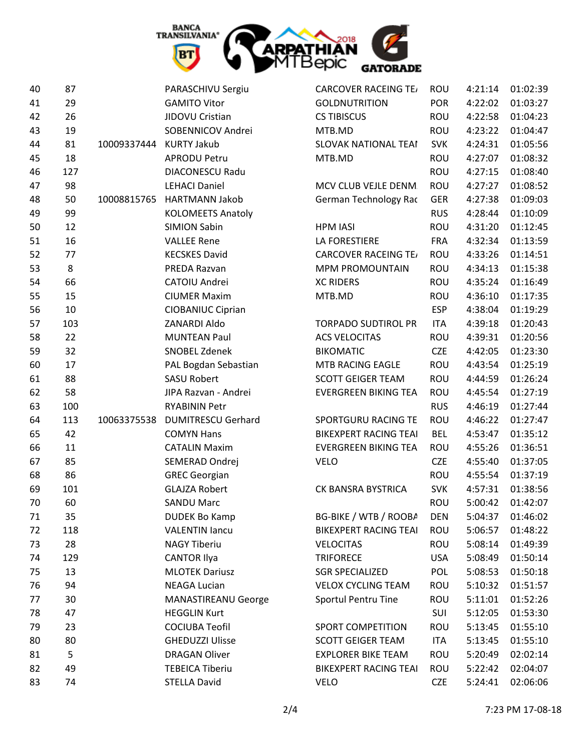| | | | | | | | |
|---|---|---|---|---|---|---|---|
| 40 | 87 | | PARASCHIVU Sergiu | CARCOVER RACEING TE/ | ROU | 4:21:14 | 01:02:39 |
| 41 | 29 | | GAMITO Vitor | GOLDNUTRITION | POR | 4:22:02 | 01:03:27 |
| 42 | 26 | | JIDOVU Cristian | CS TIBISCUS | ROU | 4:22:58 | 01:04:23 |
| 43 | 19 | | SOBENNICOV Andrei | MTB.MD | ROU | 4:23:22 | 01:04:47 |
| 44 | 81 | 10009337444 | KURTY Jakub | SLOVAK NATIONAL TEAI | SVK | 4:24:31 | 01:05:56 |
| 45 | 18 | | APRODU Petru | MTB.MD | ROU | 4:27:07 | 01:08:32 |
| 46 | 127 | | DIACONESCU Radu | | ROU | 4:27:15 | 01:08:40 |
| 47 | 98 | | LEHACI Daniel | MCV CLUB VEJLE DENM | ROU | 4:27:27 | 01:08:52 |
| 48 | 50 | 10008815765 | HARTMANN Jakob | German Technology Rac | GER | 4:27:38 | 01:09:03 |
| 49 | 99 | | KOLOMEETS Anatoly | | RUS | 4:28:44 | 01:10:09 |
| 50 | 12 | | SIMION Sabin | HPM IASI | ROU | 4:31:20 | 01:12:45 |
| 51 | 16 | | VALLEE Rene | LA FORESTIERE | FRA | 4:32:34 | 01:13:59 |
| 52 | 77 | | KECSKES David | CARCOVER RACEING TE/ | ROU | 4:33:26 | 01:14:51 |
| 53 | 8 | | PREDA Razvan | MPM PROMOUNTAIN | ROU | 4:34:13 | 01:15:38 |
| 54 | 66 | | CATOIU Andrei | XC RIDERS | ROU | 4:35:24 | 01:16:49 |
| 55 | 15 | | CIUMER Maxim | MTB.MD | ROU | 4:36:10 | 01:17:35 |
| 56 | 10 | | CIOBANIUC Ciprian | | ESP | 4:38:04 | 01:19:29 |
| 57 | 103 | | ZANARDI Aldo | TORPADO SUDTIROL PR | ITA | 4:39:18 | 01:20:43 |
| 58 | 22 | | MUNTEAN Paul | ACS VELOCITAS | ROU | 4:39:31 | 01:20:56 |
| 59 | 32 | | SNOBEL Zdenek | BIKOMATIC | CZE | 4:42:05 | 01:23:30 |
| 60 | 17 | | PAL Bogdan Sebastian | MTB RACING EAGLE | ROU | 4:43:54 | 01:25:19 |
| 61 | 88 | | SASU Robert | SCOTT GEIGER TEAM | ROU | 4:44:59 | 01:26:24 |
| 62 | 58 | | JIPA Razvan - Andrei | EVERGREEN BIKING TEA | ROU | 4:45:54 | 01:27:19 |
| 63 | 100 | | RYABININ Petr | | RUS | 4:46:19 | 01:27:44 |
| 64 | 113 | 10063375538 | DUMITRESCU Gerhard | SPORTGURU RACING TE | ROU | 4:46:22 | 01:27:47 |
| 65 | 42 | | COMYN Hans | BIKEXPERT RACING TEAI | BEL | 4:53:47 | 01:35:12 |
| 66 | 11 | | CATALIN Maxim | EVERGREEN BIKING TEA | ROU | 4:55:26 | 01:36:51 |
| 67 | 85 | | SEMERAD Ondrej | VELO | CZE | 4:55:40 | 01:37:05 |
| 68 | 86 | | GREC Georgian | | ROU | 4:55:54 | 01:37:19 |
| 69 | 101 | | GLAJZA Robert | CK BANSRA BYSTRICA | SVK | 4:57:31 | 01:38:56 |
| 70 | 60 | | SANDU Marc | | ROU | 5:00:42 | 01:42:07 |
| 71 | 35 | | DUDEK Bo Kamp | BG-BIKE / WTB / ROOBA | DEN | 5:04:37 | 01:46:02 |
| 72 | 118 | | VALENTIN Iancu | BIKEXPERT RACING TEAI | ROU | 5:06:57 | 01:48:22 |
| 73 | 28 | | NAGY Tiberiu | VELOCITAS | ROU | 5:08:14 | 01:49:39 |
| 74 | 129 | | CANTOR Ilya | TRIFORECE | USA | 5:08:49 | 01:50:14 |
| 75 | 13 | | MLOTEK Dariusz | SGR SPECIALIZED | POL | 5:08:53 | 01:50:18 |
| 76 | 94 | | NEAGA Lucian | VELOX CYCLING TEAM | ROU | 5:10:32 | 01:51:57 |
| 77 | 30 | | MANASTIREANU George | Sportul Pentru Tine | ROU | 5:11:01 | 01:52:26 |
| 78 | 47 | | HEGGLIN Kurt | | SUI | 5:12:05 | 01:53:30 |
| 79 | 23 | | COCIUBA Teofil | SPORT COMPETITION | ROU | 5:13:45 | 01:55:10 |
| 80 | 80 | | GHEDUZZI Ulisse | SCOTT GEIGER TEAM | ITA | 5:13:45 | 01:55:10 |
| 81 | 5 | | DRAGAN Oliver | EXPLORER BIKE TEAM | ROU | 5:20:49 | 02:02:14 |
| 82 | 49 | | TEBEICA Tiberiu | BIKEXPERT RACING TEAI | ROU | 5:22:42 | 02:04:07 |
| 83 | 74 | | STELLA David | VELO | CZE | 5:24:41 | 02:06:06 |

7:23 PM 17-08-18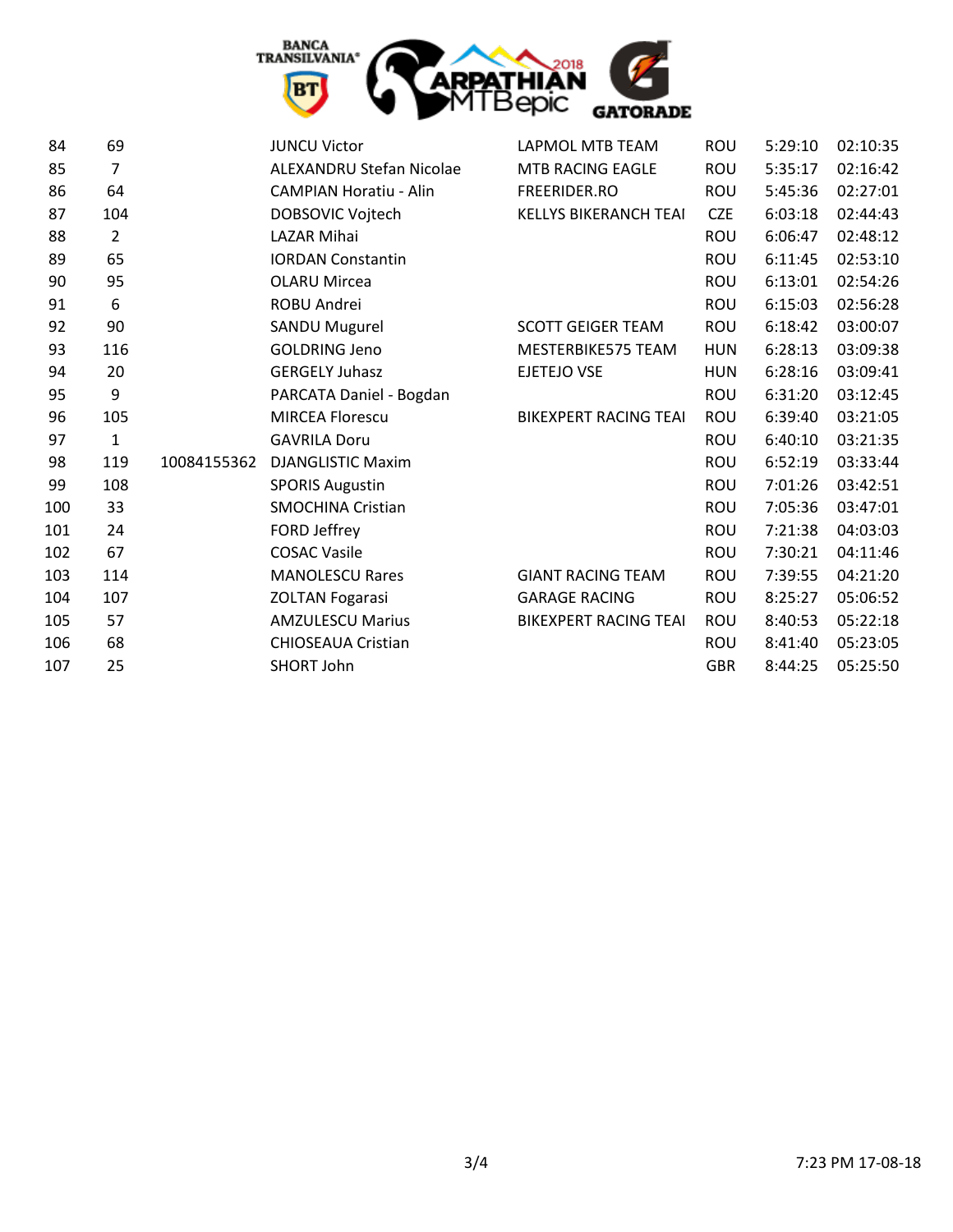| | | | | | | | |
|---|---|---|---|---|---|---|---|
| 84 | 69 | | JUNCU Victor | LAPMOL MTB TEAM | ROU | 5:29:10 | 02:10:35 |
| 85 | 7 | | ALEXANDRU Stefan Nicolae | MTB RACING EAGLE | ROU | 5:35:17 | 02:16:42 |
| 86 | 64 | | CAMPIAN Horatiu - Alin | FREERIDER.RO | ROU | 5:45:36 | 02:27:01 |
| 87 | 104 | | DOBSOVIC Vojtech | KELLYS BIKERANCH TEAI | CZE | 6:03:18 | 02:44:43 |
| 88 | 2 | | LAZAR Mihai | | ROU | 6:06:47 | 02:48:12 |
| 89 | 65 | | IORDAN Constantin | | ROU | 6:11:45 | 02:53:10 |
| 90 | 95 | | OLARU Mircea | | ROU | 6:13:01 | 02:54:26 |
| 91 | 6 | | ROBU Andrei | | ROU | 6:15:03 | 02:56:28 |
| 92 | 90 | | SANDU Mugurel | SCOTT GEIGER TEAM | ROU | 6:18:42 | 03:00:07 |
| 93 | 116 | | GOLDRING Jeno | MESTERBIKE575 TEAM | HUN | 6:28:13 | 03:09:38 |
| 94 | 20 | | GERGELY Juhasz | EJETEJO VSE | HUN | 6:28:16 | 03:09:41 |
| 95 | 9 | | PARCATA Daniel - Bogdan | | ROU | 6:31:20 | 03:12:45 |
| 96 | 105 | | MIRCEA Florescu | BIKEXPERT RACING TEAI | ROU | 6:39:40 | 03:21:05 |
| 97 | 1 | | GAVRILA Doru | | ROU | 6:40:10 | 03:21:35 |
| 98 | 119 | 10084155362 | DJANGLISTIC Maxim | | ROU | 6:52:19 | 03:33:44 |
| 99 | 108 | | SPORIS Augustin | | ROU | 7:01:26 | 03:42:51 |
| 100 | 33 | | SMOCHINA Cristian | | ROU | 7:05:36 | 03:47:01 |
| 101 | 24 | | FORD Jeffrey | | ROU | 7:21:38 | 04:03:03 |
| 102 | 67 | | COSAC Vasile | | ROU | 7:30:21 | 04:11:46 |
| 103 | 114 | | MANOLESCU Rares | GIANT RACING TEAM | ROU | 7:39:55 | 04:21:20 |
| 104 | 107 | | ZOLTAN Fogarasi | GARAGE RACING | ROU | 8:25:27 | 05:06:52 |
| 105 | 57 | | AMZULESCU Marius | BIKEXPERT RACING TEAI | ROU | 8:40:53 | 05:22:18 |
| 106 | 68 | | CHIOSEAUA Cristian | | ROU | 8:41:40 | 05:23:05 |
| 107 | 25 | | SHORT John | | GBR | 8:44:25 | 05:25:50 |

7:23 PM 17-08-18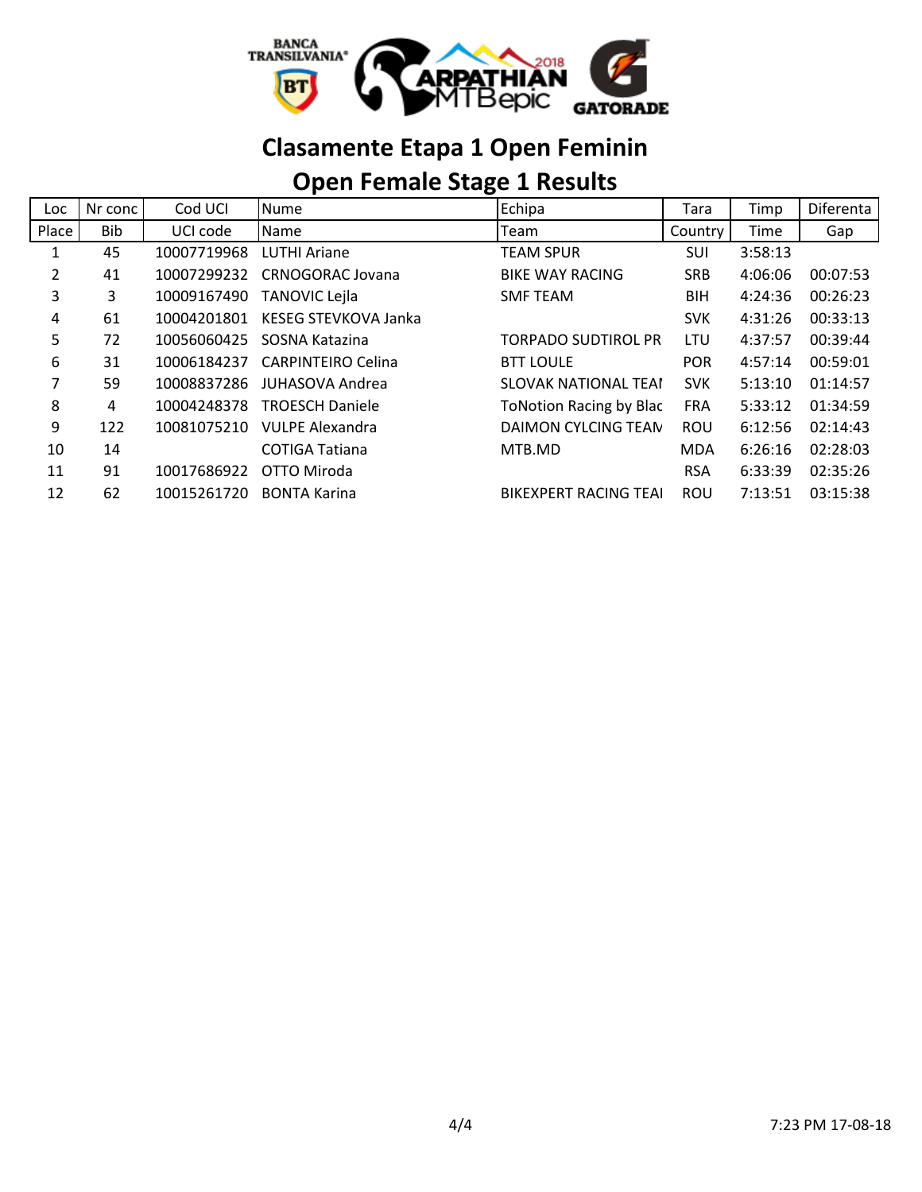## Clasamente Etapa 1 Open Feminin

## Open Female Stage 1 Results

| Loc | Nr conc | Cod UCI | Nume | Echipa | Tara | Timp | Diferenta |
|---|---|---|---|---|---|---|---|
| Place | Bib | UCI code | Name | Team | Country | Time | Gap |
| 1 | 45 | 10007719968 | LUTHI Ariane | TEAM SPUR | SUI | 3:58:13 | |
| 2 | 41 | 10007299232 | CRNOGORAC Jovana | BIKE WAY RACING | SRB | 4:06:06 | 00:07:53 |
| 3 | 3 | 10009167490 | TANOVIC Lejla | SMF TEAM | BIH | 4:24:36 | 00:26:23 |
| 4 | 61 | 10004201801 | KESEG STEVKOVA Janka | | SVK | 4:31:26 | 00:33:13 |
| 5 | 72 | 10056060425 | SOSNA Katazina | TORPADO SUDTIROL PR | LTU | 4:37:57 | 00:39:44 |
| 6 | 31 | 10006184237 | CARPINTEIRO Celina | BTT LOULE | POR | 4:57:14 | 00:59:01 |
| 7 | 59 | 10008837286 | JUHASOVA Andrea | SLOVAK NATIONAL TEAI | SVK | 5:13:10 | 01:14:57 |
| 8 | 4 | 10004248378 | TROESCH Daniele | ToNotion Racing by Blac | FRA | 5:33:12 | 01:34:59 |
| 9 | 122 | 10081075210 | VULPE Alexandra | DAIMON CYLCING TEAN | ROU | 6:12:56 | 02:14:43 |
| 10 | 14 | | COTIGA Tatiana | MTB.MD | MDA | 6:26:16 | 02:28:03 |
| 11 | 91 | 10017686922 | OTTO Miroda | | RSA | 6:33:39 | 02:35:26 |
| 12 | 62 | 10015261720 | BONTA Karina | BIKEXPERT RACING TEAI | ROU | 7:13:51 | 03:15:38 |

7:23 PM 17-08-18